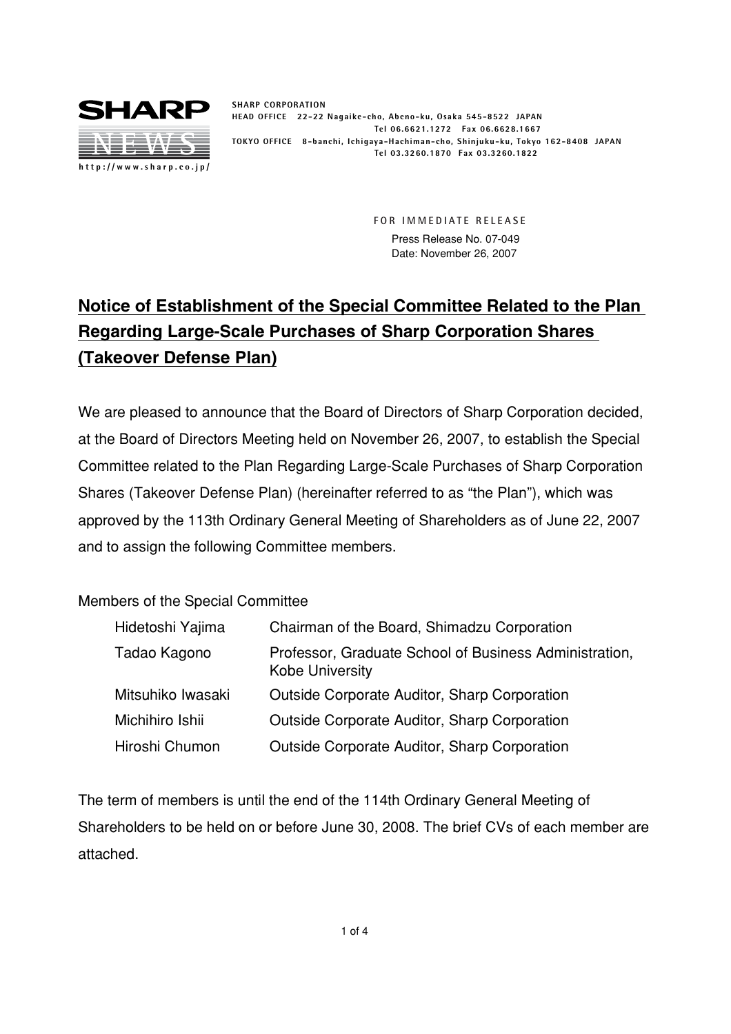**SHARP**

**NEWS**

http://www.sharp.co.jp/

SHARP CORPORATION
HEAD OFFICE 22-22 Nagaike-cho, Abeno-ku, Osaka 545-8522 JAPAN
Tel 06.6621.1272 Fax 06.6628.1667
TOKYO OFFICE 8-banchi, Ichigaya-Hachiman-cho, Shinjuku-ku, Tokyo 162-8408 JAPAN
Tel 03.3260.1870 Fax 03.3260.1822

FOR IMMEDIATE RELEASE
Press Release No. 07-049
Date: November 26, 2007

# Notice of Establishment of the Special Committee Related to the Plan Regarding Large-Scale Purchases of Sharp Corporation Shares (Takeover Defense Plan)

We are pleased to announce that the Board of Directors of Sharp Corporation decided, at the Board of Directors Meeting held on November 26, 2007, to establish the Special Committee related to the Plan Regarding Large-Scale Purchases of Sharp Corporation Shares (Takeover Defense Plan) (hereinafter referred to as "the Plan"), which was approved by the 113th Ordinary General Meeting of Shareholders as of June 22, 2007 and to assign the following Committee members.

Members of the Special Committee

| | |
|---|---|
| Hidetoshi Yajima | Chairman of the Board, Shimadzu Corporation |
| Tadao Kagono | Professor, Graduate School of Business Administration, Kobe University |
| Mitsuhiko Iwasaki | Outside Corporate Auditor, Sharp Corporation |
| Michihiro Ishii | Outside Corporate Auditor, Sharp Corporation |
| Hiroshi Chumon | Outside Corporate Auditor, Sharp Corporation |

The term of members is until the end of the 114th Ordinary General Meeting of Shareholders to be held on or before June 30, 2008. The brief CVs of each member are attached.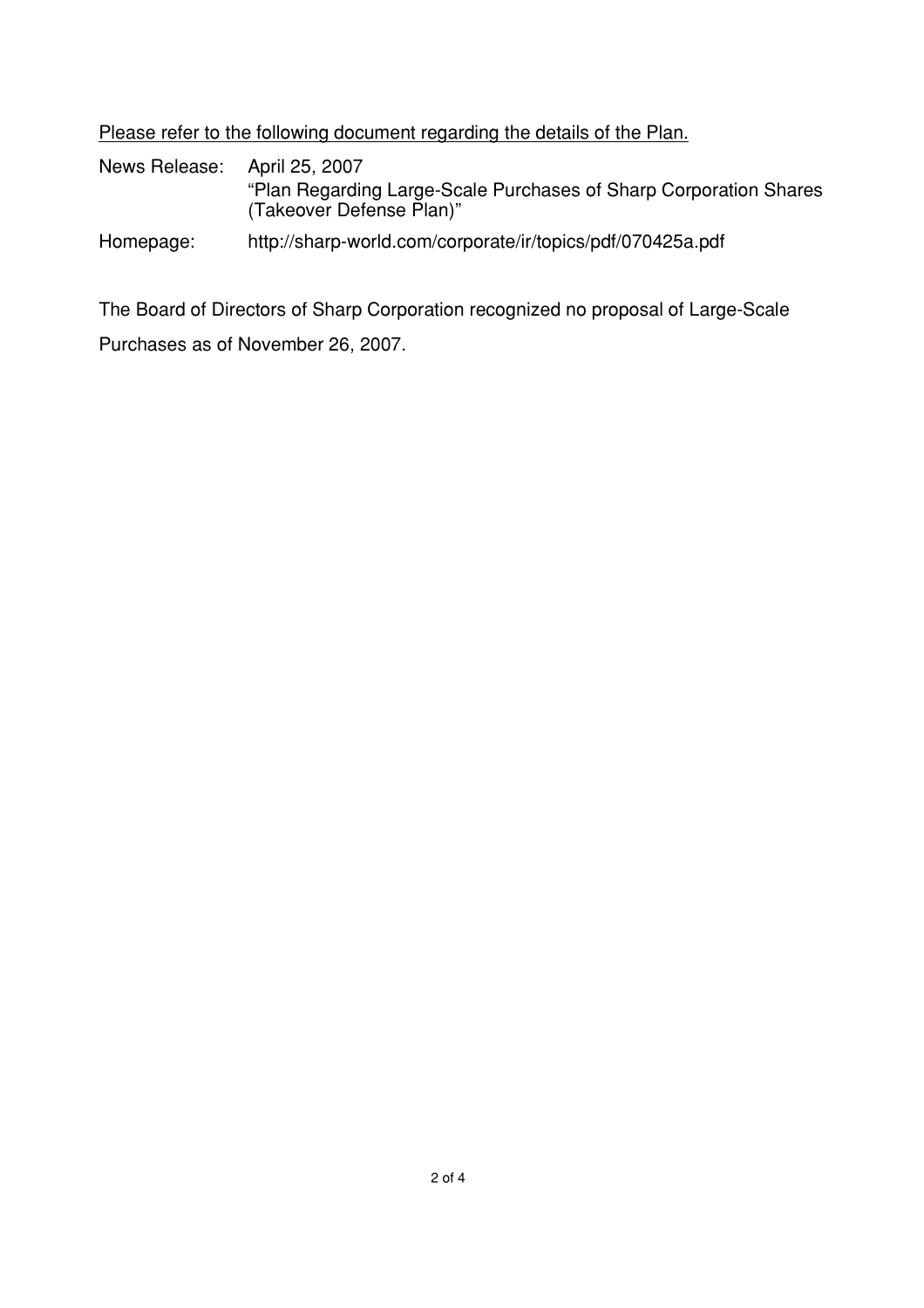<u>Please refer to the following document regarding the details of the Plan.</u>

| | |
|---|---|
| News Release: | April 25, 2007<br>"Plan Regarding Large-Scale Purchases of Sharp Corporation Shares (Takeover Defense Plan)" |
| Homepage: | http://sharp-world.com/corporate/ir/topics/pdf/070425a.pdf |

The Board of Directors of Sharp Corporation recognized no proposal of Large-Scale Purchases as of November 26, 2007.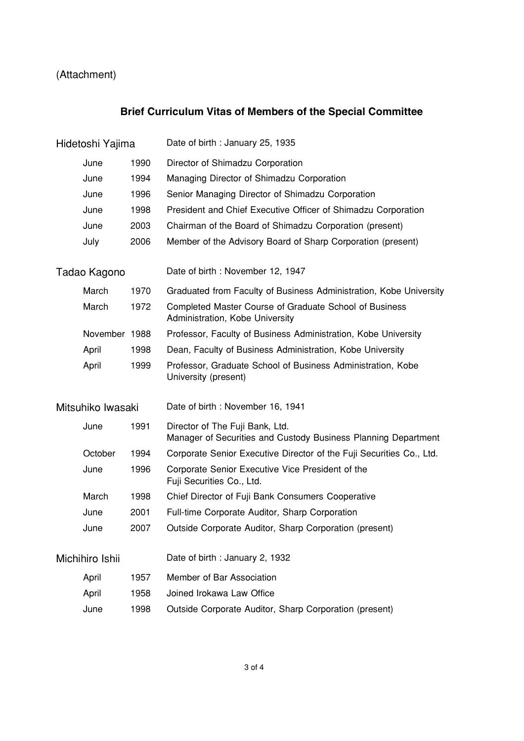(Attachment)

## Brief Curriculum Vitas of Members of the Special Committee

**Hidetoshi Yajima** — Date of birth : January 25, 1935

| | | |
|---|---|---|
| June | 1990 | Director of Shimadzu Corporation |
| June | 1994 | Managing Director of Shimadzu Corporation |
| June | 1996 | Senior Managing Director of Shimadzu Corporation |
| June | 1998 | President and Chief Executive Officer of Shimadzu Corporation |
| June | 2003 | Chairman of the Board of Shimadzu Corporation (present) |
| July | 2006 | Member of the Advisory Board of Sharp Corporation (present) |

**Tadao Kagono** — Date of birth : November 12, 1947

| | | |
|---|---|---|
| March | 1970 | Graduated from Faculty of Business Administration, Kobe University |
| March | 1972 | Completed Master Course of Graduate School of Business Administration, Kobe University |
| November | 1988 | Professor, Faculty of Business Administration, Kobe University |
| April | 1998 | Dean, Faculty of Business Administration, Kobe University |
| April | 1999 | Professor, Graduate School of Business Administration, Kobe University (present) |

**Mitsuhiko Iwasaki** — Date of birth : November 16, 1941

| | | |
|---|---|---|
| June | 1991 | Director of The Fuji Bank, Ltd. Manager of Securities and Custody Business Planning Department |
| October | 1994 | Corporate Senior Executive Director of the Fuji Securities Co., Ltd. |
| June | 1996 | Corporate Senior Executive Vice President of the Fuji Securities Co., Ltd. |
| March | 1998 | Chief Director of Fuji Bank Consumers Cooperative |
| June | 2001 | Full-time Corporate Auditor, Sharp Corporation |
| June | 2007 | Outside Corporate Auditor, Sharp Corporation (present) |

**Michihiro Ishii** — Date of birth : January 2, 1932

| | | |
|---|---|---|
| April | 1957 | Member of Bar Association |
| April | 1958 | Joined Irokawa Law Office |
| June | 1998 | Outside Corporate Auditor, Sharp Corporation (present) |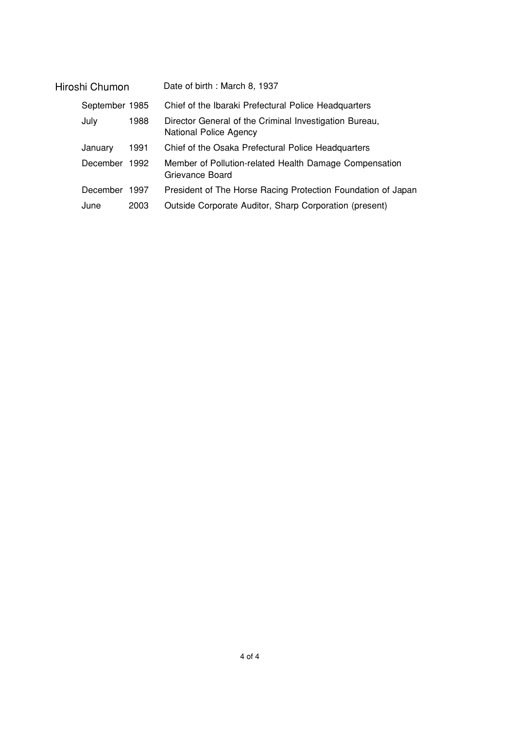Hiroshi Chumon Date of birth : March 8, 1937

| | | |
|---|---|---|
| September | 1985 | Chief of the Ibaraki Prefectural Police Headquarters |
| July | 1988 | Director General of the Criminal Investigation Bureau, National Police Agency |
| January | 1991 | Chief of the Osaka Prefectural Police Headquarters |
| December | 1992 | Member of Pollution-related Health Damage Compensation Grievance Board |
| December | 1997 | President of The Horse Racing Protection Foundation of Japan |
| June | 2003 | Outside Corporate Auditor, Sharp Corporation (present) |